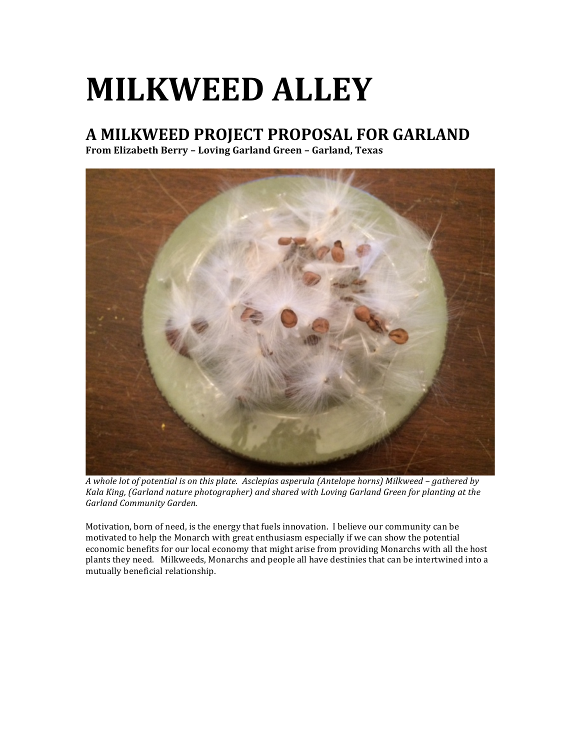# MILKWEED ALLEY

## A MILKWEED PROJECT PROPOSAL FOR GARLAND

**From Elizabeth Berry – Loving Garland Green – Garland, Texas**

*A whole lot of potential is on this plate. Asclepias asperula (Antelope horns) Milkweed – gathered by Kala King, (Garland nature photographer) and shared with Loving Garland Green for planting at the Garland Community Garden.*

Motivation, born of need, is the energy that fuels innovation. I believe our community can be motivated to help the Monarch with great enthusiasm especially if we can show the potential economic benefits for our local economy that might arise from providing Monarchs with all the host plants they need. Milkweeds, Monarchs and people all have destinies that can be intertwined into a mutually beneficial relationship.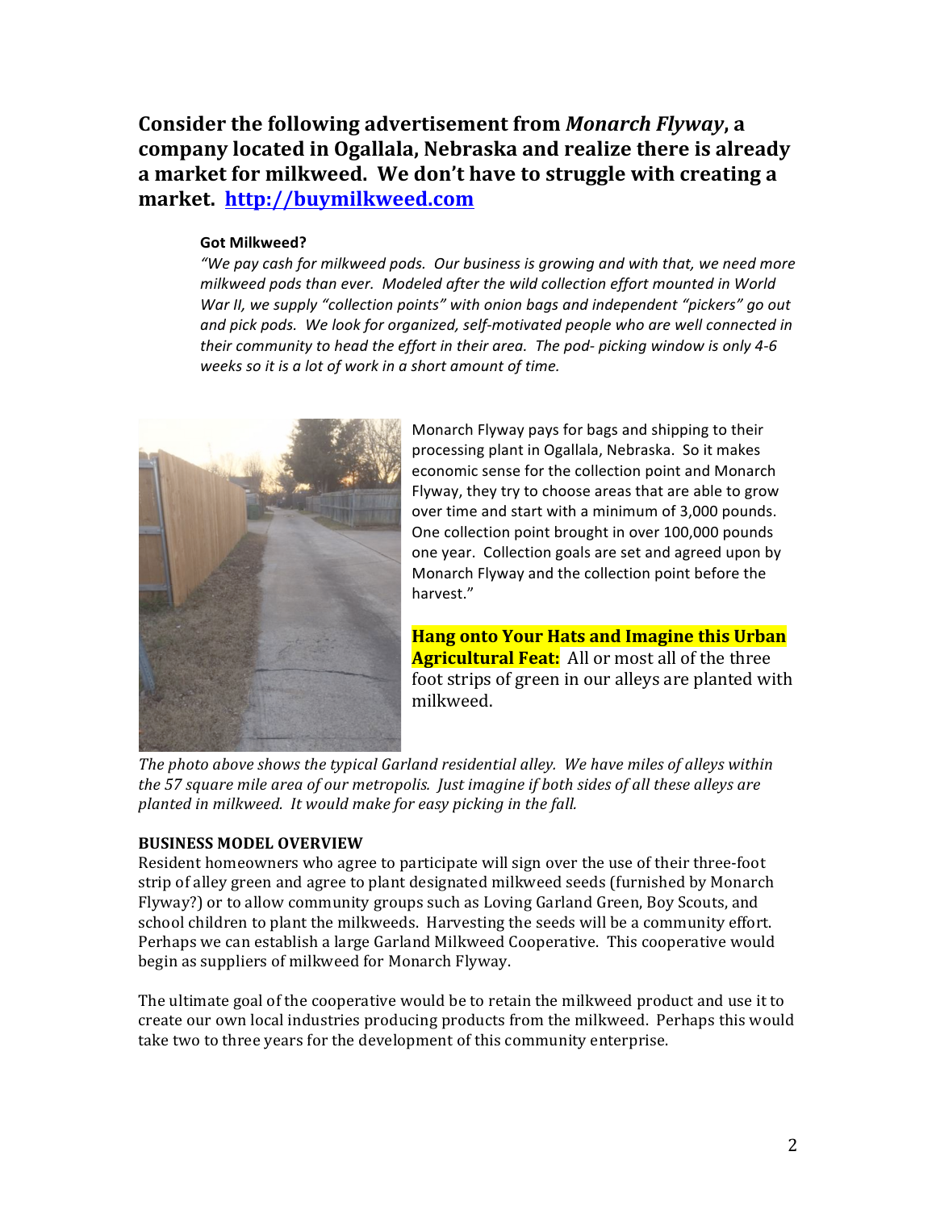## **Consider the following advertisement from *Monarch Flyway*, a company located in Ogallala, Nebraska and realize there is already a market for milkweed. We don't have to struggle with creating a market. [http://buymilkweed.com](http://buymilkweed.com)**

**Got Milkweed?**

*"We pay cash for milkweed pods. Our business is growing and with that, we need more milkweed pods than ever. Modeled after the wild collection effort mounted in World War II, we supply "collection points" with onion bags and independent "pickers" go out and pick pods. We look for organized, self-motivated people who are well connected in their community to head the effort in their area. The pod- picking window is only 4-6 weeks so it is a lot of work in a short amount of time.*

Monarch Flyway pays for bags and shipping to their processing plant in Ogallala, Nebraska. So it makes economic sense for the collection point and Monarch Flyway, they try to choose areas that are able to grow over time and start with a minimum of 3,000 pounds. One collection point brought in over 100,000 pounds one year. Collection goals are set and agreed upon by Monarch Flyway and the collection point before the harvest."

**Hang onto Your Hats and Imagine this Urban Agricultural Feat:** All or most all of the three foot strips of green in our alleys are planted with milkweed.

*The photo above shows the typical Garland residential alley. We have miles of alleys within the 57 square mile area of our metropolis. Just imagine if both sides of all these alleys are planted in milkweed. It would make for easy picking in the fall.*

**BUSINESS MODEL OVERVIEW**

Resident homeowners who agree to participate will sign over the use of their three-foot strip of alley green and agree to plant designated milkweed seeds (furnished by Monarch Flyway?) or to allow community groups such as Loving Garland Green, Boy Scouts, and school children to plant the milkweeds. Harvesting the seeds will be a community effort. Perhaps we can establish a large Garland Milkweed Cooperative. This cooperative would begin as suppliers of milkweed for Monarch Flyway.

The ultimate goal of the cooperative would be to retain the milkweed product and use it to create our own local industries producing products from the milkweed. Perhaps this would take two to three years for the development of this community enterprise.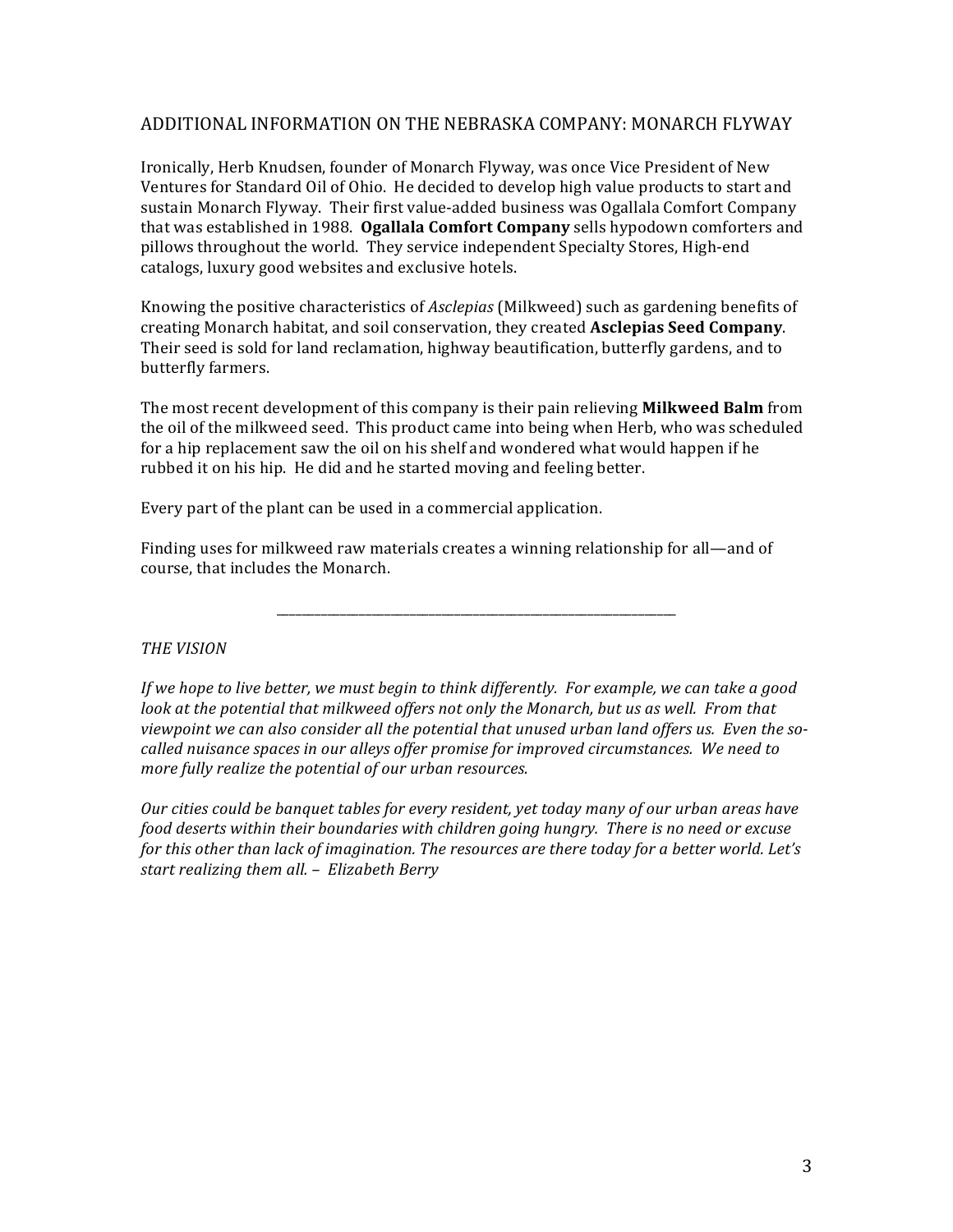## ADDITIONAL INFORMATION ON THE NEBRASKA COMPANY: MONARCH FLYWAY

Ironically, Herb Knudsen, founder of Monarch Flyway, was once Vice President of New Ventures for Standard Oil of Ohio. He decided to develop high value products to start and sustain Monarch Flyway. Their first value-added business was Ogallala Comfort Company that was established in 1988. **Ogallala Comfort Company** sells hypodown comforters and pillows throughout the world. They service independent Specialty Stores, High-end catalogs, luxury good websites and exclusive hotels.

Knowing the positive characteristics of *Asclepias* (Milkweed) such as gardening benefits of creating Monarch habitat, and soil conservation, they created **Asclepias Seed Company**. Their seed is sold for land reclamation, highway beautification, butterfly gardens, and to butterfly farmers.

The most recent development of this company is their pain relieving **Milkweed Balm** from the oil of the milkweed seed. This product came into being when Herb, who was scheduled for a hip replacement saw the oil on his shelf and wondered what would happen if he rubbed it on his hip. He did and he started moving and feeling better.

Every part of the plant can be used in a commercial application.

Finding uses for milkweed raw materials creates a winning relationship for all—and of course, that includes the Monarch.

---

*THE VISION*

*If we hope to live better, we must begin to think differently. For example, we can take a good look at the potential that milkweed offers not only the Monarch, but us as well. From that viewpoint we can also consider all the potential that unused urban land offers us. Even the so-called nuisance spaces in our alleys offer promise for improved circumstances. We need to more fully realize the potential of our urban resources.*

*Our cities could be banquet tables for every resident, yet today many of our urban areas have food deserts within their boundaries with children going hungry. There is no need or excuse for this other than lack of imagination. The resources are there today for a better world. Let's start realizing them all. – Elizabeth Berry*